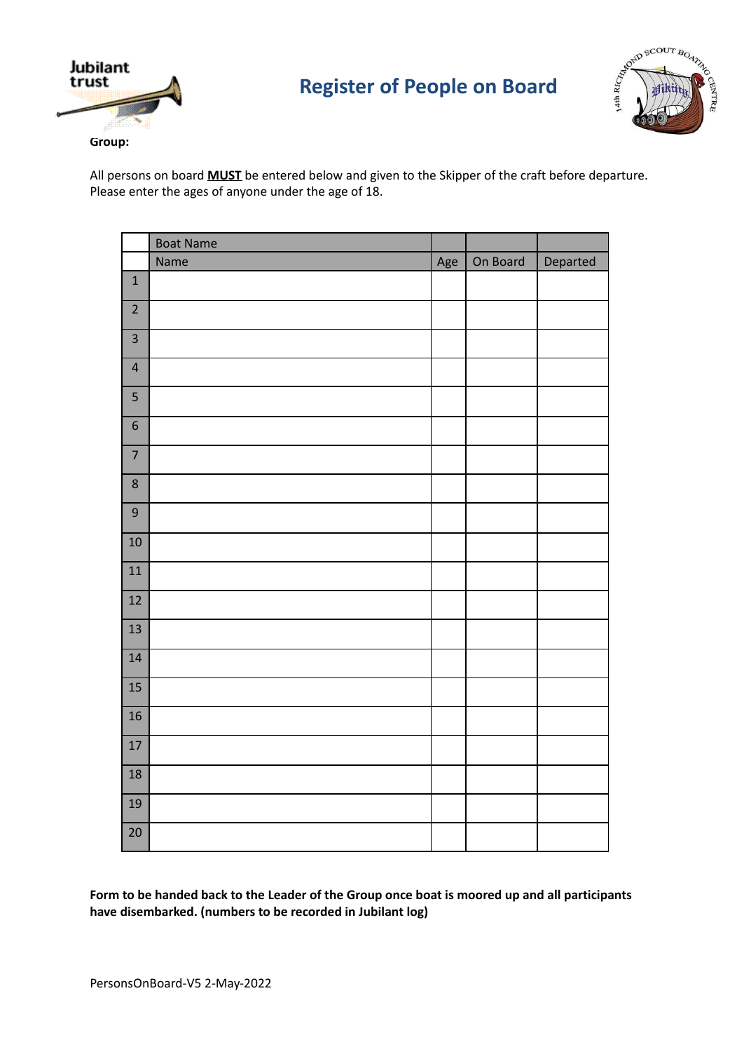Jubilant trust

# Register of People on Board

14th Richmond Scout Boating Centre

**Group:**

All persons on board **MUST** be entered below and given to the Skipper of the craft before departure. Please enter the ages of anyone under the age of 18.

| | Boat Name | | | |
|---|---|---|---|---|
| | Name | Age | On Board | Departed |
| 1 | | | | |
| 2 | | | | |
| 3 | | | | |
| 4 | | | | |
| 5 | | | | |
| 6 | | | | |
| 7 | | | | |
| 8 | | | | |
| 9 | | | | |
| 10 | | | | |
| 11 | | | | |
| 12 | | | | |
| 13 | | | | |
| 14 | | | | |
| 15 | | | | |
| 16 | | | | |
| 17 | | | | |
| 18 | | | | |
| 19 | | | | |
| 20 | | | | |

**Form to be handed back to the Leader of the Group once boat is moored up and all participants have disembarked. (numbers to be recorded in Jubilant log)**

PersonsOnBoard-V5 2-May-2022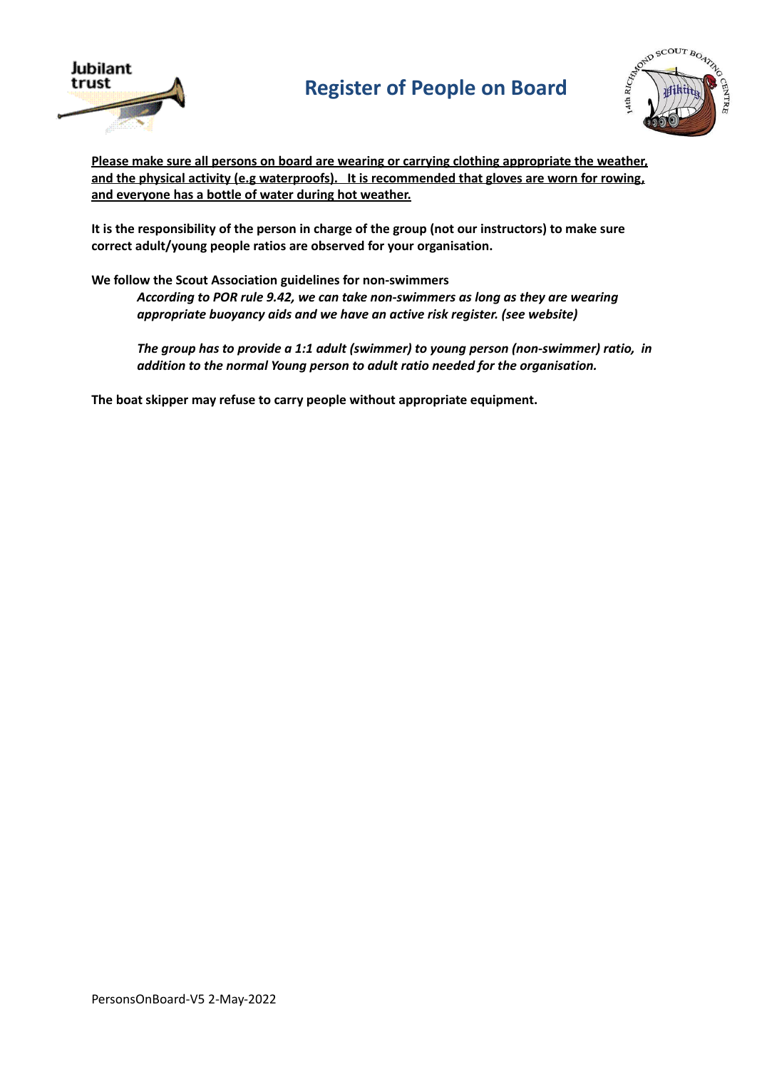# Register of People on Board

**<u>Please make sure all persons on board are wearing or carrying clothing appropriate the weather, and the physical activity (e.g waterproofs). It is recommended that gloves are worn for rowing, and everyone has a bottle of water during hot weather.</u>**

**It is the responsibility of the person in charge of the group (not our instructors) to make sure correct adult/young people ratios are observed for your organisation.**

**We follow the Scout Association guidelines for non-swimmers**

> ***According to POR rule 9.42, we can take non-swimmers as long as they are wearing appropriate buoyancy aids and we have an active risk register. (see website)***
>
> ***The group has to provide a 1:1 adult (swimmer) to young person (non-swimmer) ratio, in addition to the normal Young person to adult ratio needed for the organisation.***

**The boat skipper may refuse to carry people without appropriate equipment.**

PersonsOnBoard-V5 2-May-2022